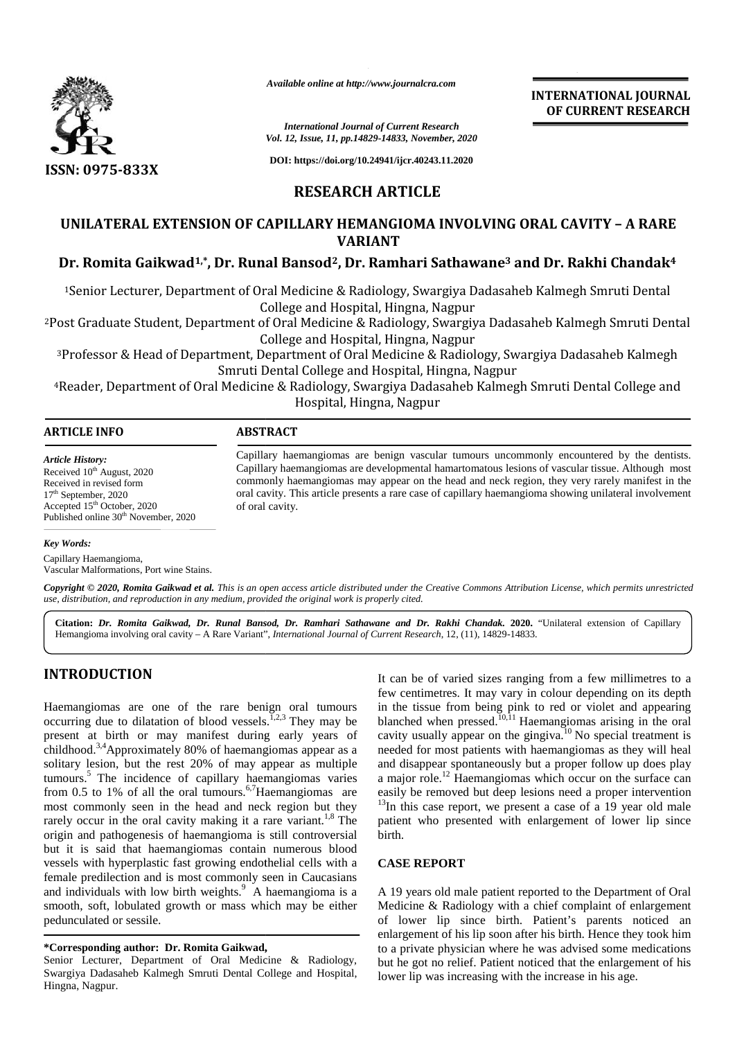*Available online at http://www.journalcra.com*

*International Journal of Current Research*
*Vol. 12, Issue, 11, pp.14829-14833, November, 2020*

**DOI: https://doi.org/10.24941/ijcr.40243.11.2020**

**ISSN: 0975-833X**

**INTERNATIONAL JOURNAL OF CURRENT RESEARCH**

## RESEARCH ARTICLE

# UNILATERAL EXTENSION OF CAPILLARY HEMANGIOMA INVOLVING ORAL CAVITY – A RARE VARIANT

**Dr. Romita Gaikwad[1,*], Dr. Runal Bansod[2], Dr. Ramhari Sathawane[3] and Dr. Rakhi Chandak[4]**

[1]Senior Lecturer, Department of Oral Medicine & Radiology, Swargiya Dadasaheb Kalmegh Smruti Dental College and Hospital, Hingna, Nagpur

[2]Post Graduate Student, Department of Oral Medicine & Radiology, Swargiya Dadasaheb Kalmegh Smruti Dental College and Hospital, Hingna, Nagpur

[3]Professor & Head of Department, Department of Oral Medicine & Radiology, Swargiya Dadasaheb Kalmegh Smruti Dental College and Hospital, Hingna, Nagpur

[4]Reader, Department of Oral Medicine & Radiology, Swargiya Dadasaheb Kalmegh Smruti Dental College and Hospital, Hingna, Nagpur

### ARTICLE INFO

*Article History:*

Received 10th August, 2020
Received in revised form
17th September, 2020
Accepted 15th October, 2020
Published online 30th November, 2020

*Key Words:*

Capillary Haemangioma,
Vascular Malformations, Port wine Stains.

### ABSTRACT

Capillary haemangiomas are benign vascular tumours uncommonly encountered by the dentists. Capillary haemangiomas are developmental hamartomatous lesions of vascular tissue. Although most commonly haemangiomas may appear on the head and neck region, they very rarely manifest in the oral cavity. This article presents a rare case of capillary haemangioma showing unilateral involvement of oral cavity.

*Copyright © 2020, Romita Gaikwad et al. This is an open access article distributed under the Creative Commons Attribution License, which permits unrestricted use, distribution, and reproduction in any medium, provided the original work is properly cited.*

**Citation: *Dr. Romita Gaikwad, Dr. Runal Bansod, Dr. Ramhari Sathawane and Dr. Rakhi Chandak.* 2020.** "Unilateral extension of Capillary Hemangioma involving oral cavity – A Rare Variant", *International Journal of Current Research*, 12, (11), 14829-14833.

## INTRODUCTION

Haemangiomas are one of the rare benign oral tumours occurring due to dilatation of blood vessels.[1,2,3] They may be present at birth or may manifest during early years of childhood.[3,4]Approximately 80% of haemangiomas appear as a solitary lesion, but the rest 20% of may appear as multiple tumours.[5] The incidence of capillary haemangiomas varies from 0.5 to 1% of all the oral tumours.[6,7]Haemangiomas are most commonly seen in the head and neck region but they rarely occur in the oral cavity making it a rare variant.[1,8] The origin and pathogenesis of haemangioma is still controversial but it is said that haemangiomas contain numerous blood vessels with hyperplastic fast growing endothelial cells with a female predilection and is most commonly seen in Caucasians and individuals with low birth weights.[9] A haemangioma is a smooth, soft, lobulated growth or mass which may be either pedunculated or sessile.

It can be of varied sizes ranging from a few millimetres to a few centimetres. It may vary in colour depending on its depth in the tissue from being pink to red or violet and appearing blanched when pressed.[10,11] Haemangiomas arising in the oral cavity usually appear on the gingiva.[10] No special treatment is needed for most patients with haemangiomas as they will heal and disappear spontaneously but a proper follow up does play a major role.[12] Haemangiomas which occur on the surface can easily be removed but deep lesions need a proper intervention [13]In this case report, we present a case of a 19 year old male patient who presented with enlargement of lower lip since birth.

## CASE REPORT

A 19 years old male patient reported to the Department of Oral Medicine & Radiology with a chief complaint of enlargement of lower lip since birth. Patient's parents noticed an enlargement of his lip soon after his birth. Hence they took him to a private physician where he was advised some medications but he got no relief. Patient noticed that the enlargement of his lower lip was increasing with the increase in his age.

**\*Corresponding author: Dr. Romita Gaikwad,**
Senior Lecturer, Department of Oral Medicine & Radiology, Swargiya Dadasaheb Kalmegh Smruti Dental College and Hospital, Hingna, Nagpur.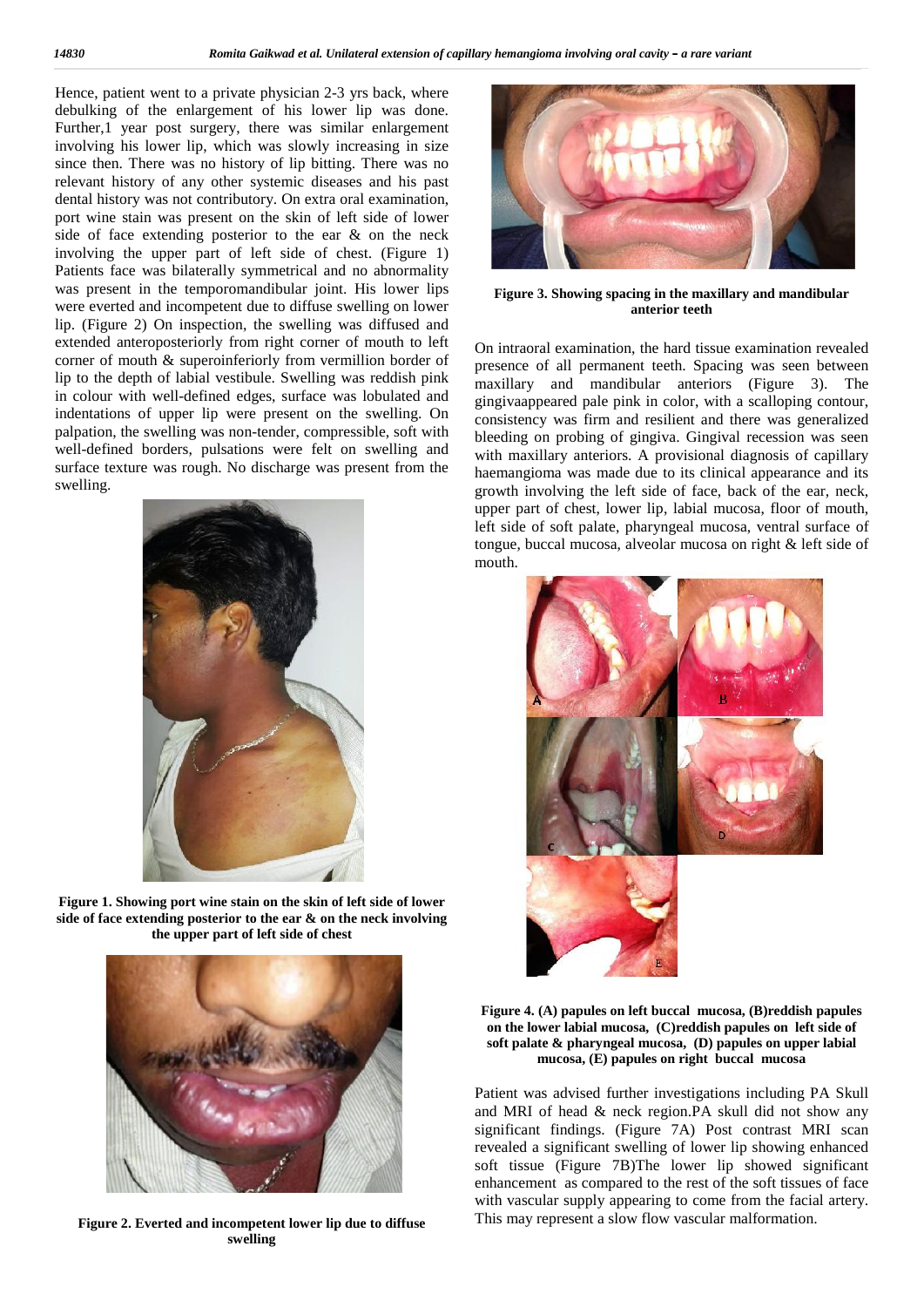Hence, patient went to a private physician 2-3 yrs back, where debulking of the enlargement of his lower lip was done. Further,1 year post surgery, there was similar enlargement involving his lower lip, which was slowly increasing in size since then. There was no history of lip bitting. There was no relevant history of any other systemic diseases and his past dental history was not contributory. On extra oral examination, port wine stain was present on the skin of left side of lower side of face extending posterior to the ear & on the neck involving the upper part of left side of chest. (Figure 1) Patients face was bilaterally symmetrical and no abnormality was present in the temporomandibular joint. His lower lips were everted and incompetent due to diffuse swelling on lower lip. (Figure 2) On inspection, the swelling was diffused and extended anteroposteriorly from right corner of mouth to left corner of mouth & superoinferiorly from vermillion border of lip to the depth of labial vestibule. Swelling was reddish pink in colour with well-defined edges, surface was lobulated and indentations of upper lip were present on the swelling. On palpation, the swelling was non-tender, compressible, soft with well-defined borders, pulsations were felt on swelling and surface texture was rough. No discharge was present from the swelling.

**Figure 1. Showing port wine stain on the skin of left side of lower side of face extending posterior to the ear & on the neck involving the upper part of left side of chest**

**Figure 2. Everted and incompetent lower lip due to diffuse swelling**

**Figure 3. Showing spacing in the maxillary and mandibular anterior teeth**

On intraoral examination, the hard tissue examination revealed presence of all permanent teeth. Spacing was seen between maxillary and mandibular anteriors (Figure 3). The gingivaappeared pale pink in color, with a scalloping contour, consistency was firm and resilient and there was generalized bleeding on probing of gingiva. Gingival recession was seen with maxillary anteriors. A provisional diagnosis of capillary haemangioma was made due to its clinical appearance and its growth involving the left side of face, back of the ear, neck, upper part of chest, lower lip, labial mucosa, floor of mouth, left side of soft palate, pharyngeal mucosa, ventral surface of tongue, buccal mucosa, alveolar mucosa on right & left side of mouth.

**Figure 4. (A) papules on left buccal mucosa, (B)reddish papules on the lower labial mucosa, (C)reddish papules on left side of soft palate & pharyngeal mucosa, (D) papules on upper labial mucosa, (E) papules on right buccal mucosa**

Patient was advised further investigations including PA Skull and MRI of head & neck region.PA skull did not show any significant findings. (Figure 7A) Post contrast MRI scan revealed a significant swelling of lower lip showing enhanced soft tissue (Figure 7B)The lower lip showed significant enhancement as compared to the rest of the soft tissues of face with vascular supply appearing to come from the facial artery. This may represent a slow flow vascular malformation.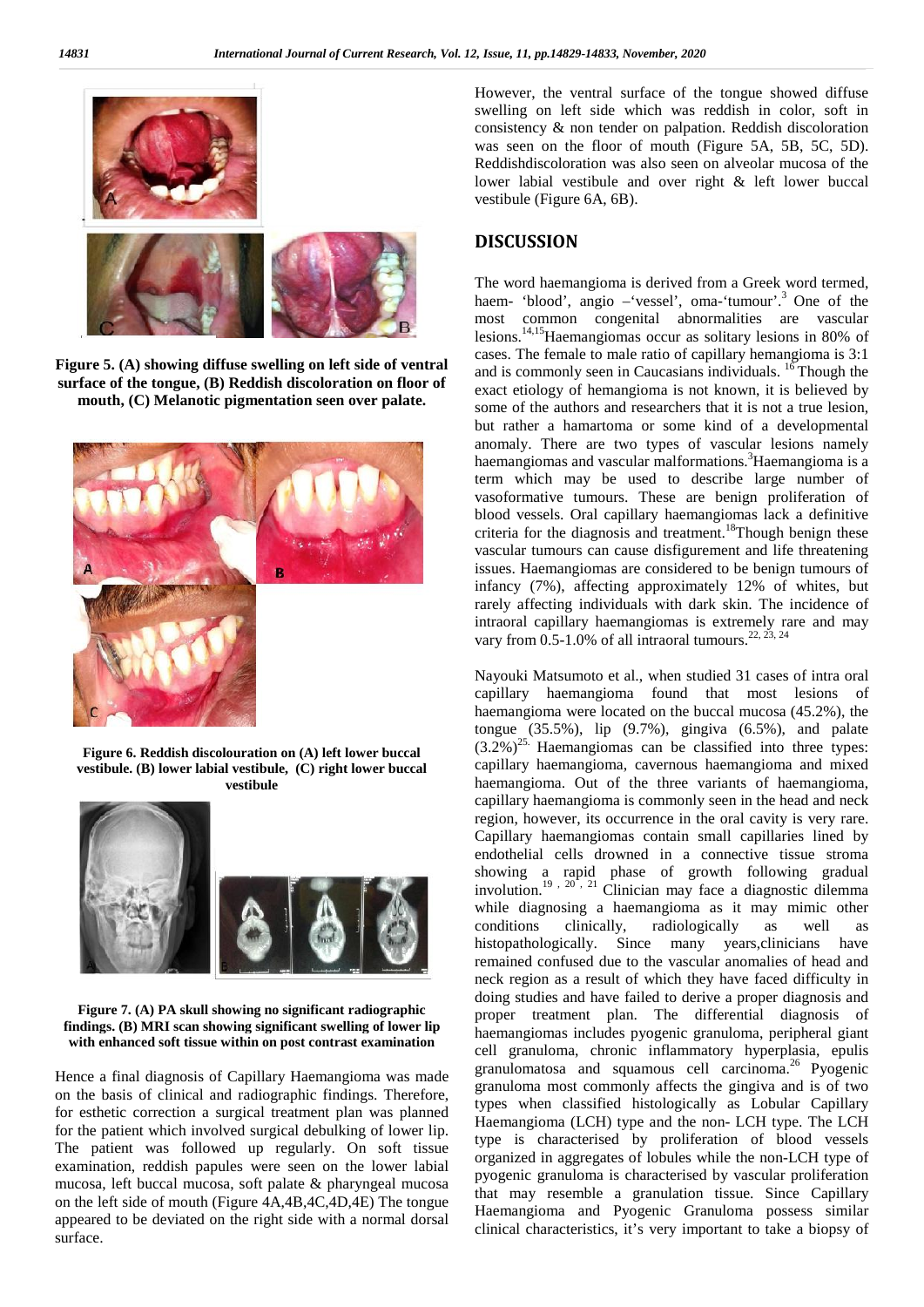Figure 5. (A) showing diffuse swelling on left side of ventral surface of the tongue, (B) Reddish discoloration on floor of mouth, (C) Melanotic pigmentation seen over palate.

Figure 6. Reddish discolouration on (A) left lower buccal vestibule. (B) lower labial vestibule, (C) right lower buccal vestibule

Figure 7. (A) PA skull showing no significant radiographic findings. (B) MRI scan showing significant swelling of lower lip with enhanced soft tissue within on post contrast examination

Hence a final diagnosis of Capillary Haemangioma was made on the basis of clinical and radiographic findings. Therefore, for esthetic correction a surgical treatment plan was planned for the patient which involved surgical debulking of lower lip. The patient was followed up regularly. On soft tissue examination, reddish papules were seen on the lower labial mucosa, left buccal mucosa, soft palate & pharyngeal mucosa on the left side of mouth (Figure 4A,4B,4C,4D,4E) The tongue appeared to be deviated on the right side with a normal dorsal surface. However, the ventral surface of the tongue showed diffuse swelling on left side which was reddish in color, soft in consistency & non tender on palpation. Reddish discoloration was seen on the floor of mouth (Figure 5A, 5B, 5C, 5D). Reddishdiscoloration was also seen on alveolar mucosa of the lower labial vestibule and over right & left lower buccal vestibule (Figure 6A, 6B).

## DISCUSSION

The word haemangioma is derived from a Greek word termed, haem- 'blood', angio –'vessel', oma-'tumour'.[3] One of the most common congenital abnormalities are vascular lesions.[14,15]Haemangiomas occur as solitary lesions in 80% of cases. The female to male ratio of capillary hemangioma is 3:1 and is commonly seen in Caucasians individuals. [16] Though the exact etiology of hemangioma is not known, it is believed by some of the authors and researchers that it is not a true lesion, but rather a hamartoma or some kind of a developmental anomaly. There are two types of vascular lesions namely haemangiomas and vascular malformations.[3]Haemangioma is a term which may be used to describe large number of vasoformative tumours. These are benign proliferation of blood vessels. Oral capillary haemangiomas lack a definitive criteria for the diagnosis and treatment.[18]Though benign these vascular tumours can cause disfigurement and life threatening issues. Haemangiomas are considered to be benign tumours of infancy (7%), affecting approximately 12% of whites, but rarely affecting individuals with dark skin. The incidence of intraoral capillary haemangiomas is extremely rare and may vary from 0.5-1.0% of all intraoral tumours.[22, 23, 24]

Nayouki Matsumoto et al., when studied 31 cases of intra oral capillary haemangioma found that most lesions of haemangioma were located on the buccal mucosa (45.2%), the tongue (35.5%), lip (9.7%), gingiva (6.5%), and palate (3.2%)[25.] Haemangiomas can be classified into three types: capillary haemangioma, cavernous haemangioma and mixed haemangioma. Out of the three variants of haemangioma, capillary haemangioma is commonly seen in the head and neck region, however, its occurrence in the oral cavity is very rare. Capillary haemangiomas contain small capillaries lined by endothelial cells drowned in a connective tissue stroma showing a rapid phase of growth following gradual involution.[19, 20, 21] Clinician may face a diagnostic dilemma while diagnosing a haemangioma as it may mimic other conditions clinically, radiologically as well as histopathologically. Since many years,clinicians have remained confused due to the vascular anomalies of head and neck region as a result of which they have faced difficulty in doing studies and have failed to derive a proper diagnosis and proper treatment plan. The differential diagnosis of haemangiomas includes pyogenic granuloma, peripheral giant cell granuloma, chronic inflammatory hyperplasia, epulis granulomatosa and squamous cell carcinoma.[26] Pyogenic granuloma most commonly affects the gingiva and is of two types when classified histologically as Lobular Capillary Haemangioma (LCH) type and the non- LCH type. The LCH type is characterised by proliferation of blood vessels organized in aggregates of lobules while the non-LCH type of pyogenic granuloma is characterised by vascular proliferation that may resemble a granulation tissue. Since Capillary Haemangioma and Pyogenic Granuloma possess similar clinical characteristics, it's very important to take a biopsy of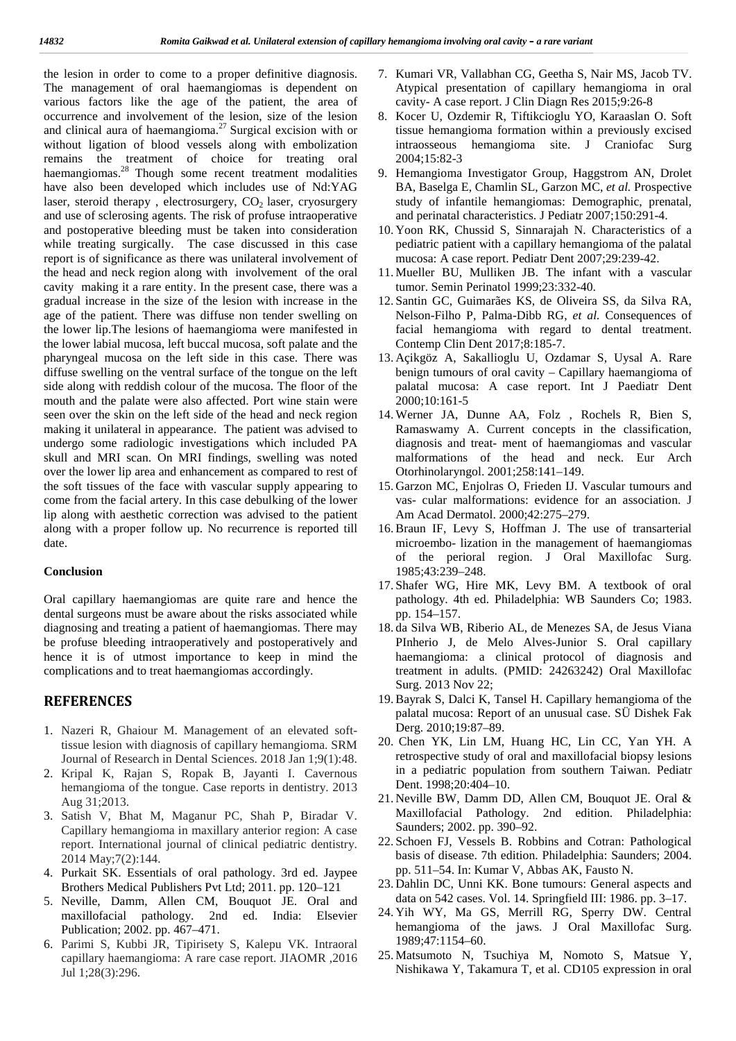the lesion in order to come to a proper definitive diagnosis. The management of oral haemangiomas is dependent on various factors like the age of the patient, the area of occurrence and involvement of the lesion, size of the lesion and clinical aura of haemangioma.[27] Surgical excision with or without ligation of blood vessels along with embolization remains the treatment of choice for treating oral haemangiomas.[28] Though some recent treatment modalities have also been developed which includes use of Nd:YAG laser, steroid therapy , electrosurgery, $CO_2$ laser, cryosurgery and use of sclerosing agents. The risk of profuse intraoperative and postoperative bleeding must be taken into consideration while treating surgically. The case discussed in this case report is of significance as there was unilateral involvement of the head and neck region along with involvement of the oral cavity making it a rare entity. In the present case, there was a gradual increase in the size of the lesion with increase in the age of the patient. There was diffuse non tender swelling on the lower lip.The lesions of haemangioma were manifested in the lower labial mucosa, left buccal mucosa, soft palate and the pharyngeal mucosa on the left side in this case. There was diffuse swelling on the ventral surface of the tongue on the left side along with reddish colour of the mucosa. The floor of the mouth and the palate were also affected. Port wine stain were seen over the skin on the left side of the head and neck region making it unilateral in appearance. The patient was advised to undergo some radiologic investigations which included PA skull and MRI scan. On MRI findings, swelling was noted over the lower lip area and enhancement as compared to rest of the soft tissues of the face with vascular supply appearing to come from the facial artery. In this case debulking of the lower lip along with aesthetic correction was advised to the patient along with a proper follow up. No recurrence is reported till date.

## Conclusion

Oral capillary haemangiomas are quite rare and hence the dental surgeons must be aware about the risks associated while diagnosing and treating a patient of haemangiomas. There may be profuse bleeding intraoperatively and postoperatively and hence it is of utmost importance to keep in mind the complications and to treat haemangiomas accordingly.

## REFERENCES

1. Nazeri R, Ghaiour M. Management of an elevated soft-tissue lesion with diagnosis of capillary hemangioma. SRM Journal of Research in Dental Sciences. 2018 Jan 1;9(1):48.
2. Kripal K, Rajan S, Ropak B, Jayanti I. Cavernous hemangioma of the tongue. Case reports in dentistry. 2013 Aug 31;2013.
3. Satish V, Bhat M, Maganur PC, Shah P, Biradar V. Capillary hemangioma in maxillary anterior region: A case report. International journal of clinical pediatric dentistry. 2014 May;7(2):144.
4. Purkait SK. Essentials of oral pathology. 3rd ed. Jaypee Brothers Medical Publishers Pvt Ltd; 2011. pp. 120–121
5. Neville, Damm, Allen CM, Bouquot JE. Oral and maxillofacial pathology. 2nd ed. India: Elsevier Publication; 2002. pp. 467–471.
6. Parimi S, Kubbi JR, Tipirisety S, Kalepu VK. Intraoral capillary haemangioma: A rare case report. JIAOMR ,2016 Jul 1;28(3):296.
7. Kumari VR, Vallabhan CG, Geetha S, Nair MS, Jacob TV. Atypical presentation of capillary hemangioma in oral cavity- A case report. J Clin Diagn Res 2015;9:26-8
8. Kocer U, Ozdemir R, Tiftikcioglu YO, Karaaslan O. Soft tissue hemangioma formation within a previously excised intraosseous hemangioma site. J Craniofac Surg 2004;15:82-3
9. Hemangioma Investigator Group, Haggstrom AN, Drolet BA, Baselga E, Chamlin SL, Garzon MC, *et al.* Prospective study of infantile hemangiomas: Demographic, prenatal, and perinatal characteristics. J Pediatr 2007;150:291-4.
10. Yoon RK, Chussid S, Sinnarajah N. Characteristics of a pediatric patient with a capillary hemangioma of the palatal mucosa: A case report. Pediatr Dent 2007;29:239-42.
11. Mueller BU, Mulliken JB. The infant with a vascular tumor. Semin Perinatol 1999;23:332-40.
12. Santin GC, Guimarães KS, de Oliveira SS, da Silva RA, Nelson-Filho P, Palma-Dibb RG, *et al.* Consequences of facial hemangioma with regard to dental treatment. Contemp Clin Dent 2017;8:185-7.
13. Açikgöz A, Sakallioglu U, Ozdamar S, Uysal A. Rare benign tumours of oral cavity – Capillary haemangioma of palatal mucosa: A case report. Int J Paediatr Dent 2000;10:161-5
14. Werner JA, Dunne AA, Folz , Rochels R, Bien S, Ramaswamy A. Current concepts in the classification, diagnosis and treat- ment of haemangiomas and vascular malformations of the head and neck. Eur Arch Otorhinolaryngol. 2001;258:141–149.
15. Garzon MC, Enjolras O, Frieden IJ. Vascular tumours and vas- cular malformations: evidence for an association. J Am Acad Dermatol. 2000;42:275–279.
16. Braun IF, Levy S, Hoffman J. The use of transarterial microembo- lization in the management of haemangiomas of the perioral region. J Oral Maxillofac Surg. 1985;43:239–248.
17. Shafer WG, Hire MK, Levy BM. A textbook of oral pathology. 4th ed. Philadelphia: WB Saunders Co; 1983. pp. 154–157.
18. da Silva WB, Riberio AL, de Menezes SA, de Jesus Viana PInherio J, de Melo Alves-Junior S. Oral capillary haemangioma: a clinical protocol of diagnosis and treatment in adults. (PMID: 24263242) Oral Maxillofac Surg. 2013 Nov 22;
19. Bayrak S, Dalci K, Tansel H. Capillary hemangioma of the palatal mucosa: Report of an unusual case. SÜ Dishek Fak Derg. 2010;19:87–89.
20. Chen YK, Lin LM, Huang HC, Lin CC, Yan YH. A retrospective study of oral and maxillofacial biopsy lesions in a pediatric population from southern Taiwan. Pediatr Dent. 1998;20:404–10.
21. Neville BW, Damm DD, Allen CM, Bouquot JE. Oral & Maxillofacial Pathology. 2nd edition. Philadelphia: Saunders; 2002. pp. 390–92.
22. Schoen FJ, Vessels B. Robbins and Cotran: Pathological basis of disease. 7th edition. Philadelphia: Saunders; 2004. pp. 511–54. In: Kumar V, Abbas AK, Fausto N.
23. Dahlin DC, Unni KK. Bone tumours: General aspects and data on 542 cases. Vol. 14. Springfield III: 1986. pp. 3–17.
24. Yih WY, Ma GS, Merrill RG, Sperry DW. Central hemangioma of the jaws. J Oral Maxillofac Surg. 1989;47:1154–60.
25. Matsumoto N, Tsuchiya M, Nomoto S, Matsue Y, Nishikawa Y, Takamura T, et al. CD105 expression in oral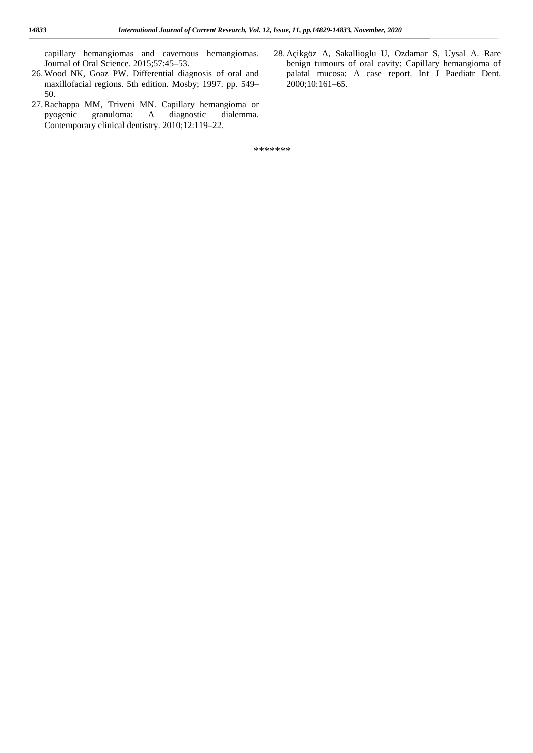capillary hemangiomas and cavernous hemangiomas. Journal of Oral Science. 2015;57:45–53.

26. Wood NK, Goaz PW. Differential diagnosis of oral and maxillofacial regions. 5th edition. Mosby; 1997. pp. 549–50.
27. Rachappa MM, Triveni MN. Capillary hemangioma or pyogenic granuloma: A diagnostic dialemma. Contemporary clinical dentistry. 2010;12:119–22.
28. Açikgöz A, Sakallioglu U, Ozdamar S, Uysal A. Rare benign tumours of oral cavity: Capillary hemangioma of palatal mucosa: A case report. Int J Paediatr Dent. 2000;10:161–65.

*******